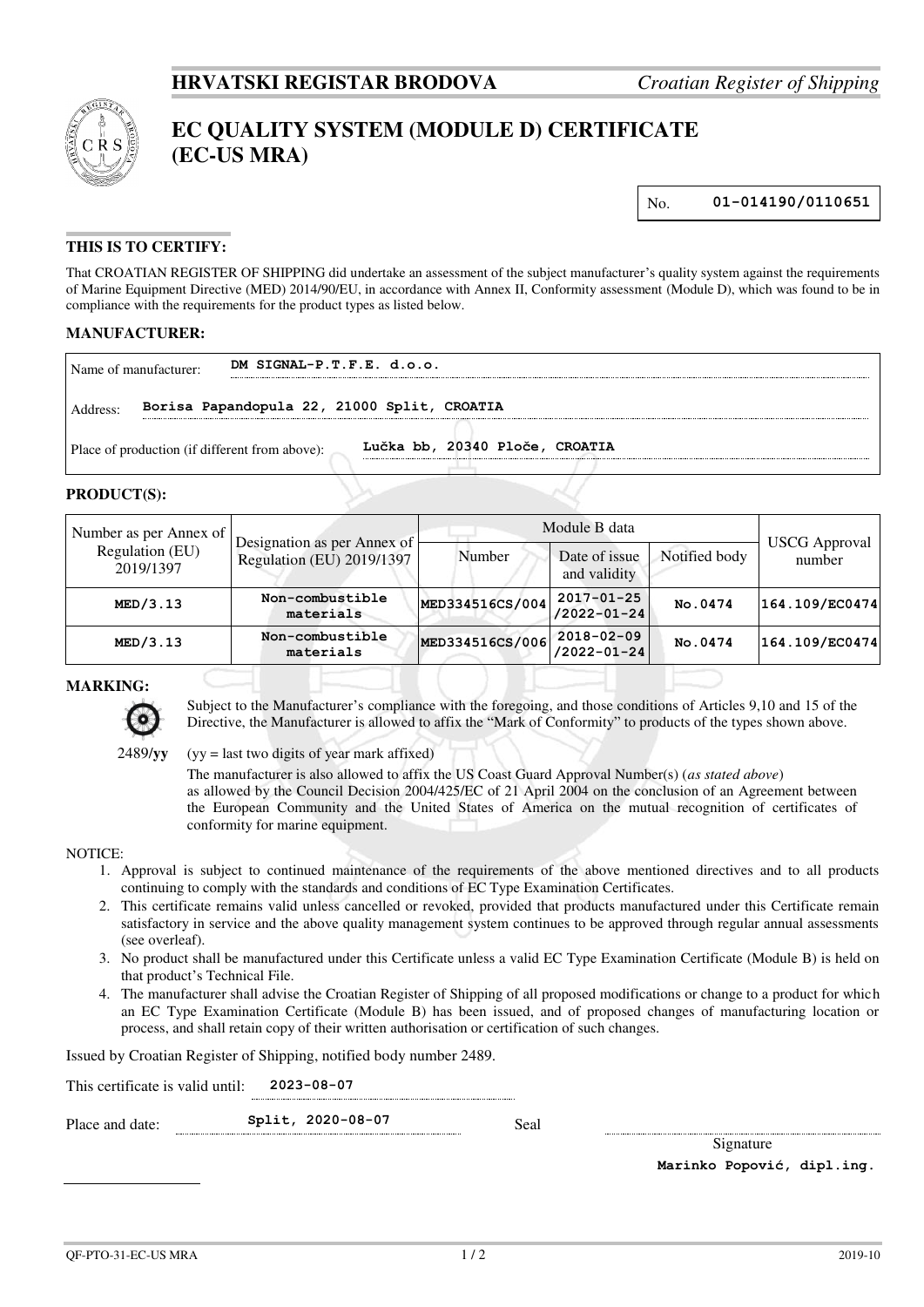**HRVATSKI REGISTAR BRODOVA** *Croatian Register of Shipping*

# EC QUALITY SYSTEM (MODULE D) CERTIFICATE (EC-US MRA)

No. **01-014190/0110651**

## THIS IS TO CERTIFY:

That CROATIAN REGISTER OF SHIPPING did undertake an assessment of the subject manufacturer's quality system against the requirements of Marine Equipment Directive (MED) 2014/90/EU, in accordance with Annex II, Conformity assessment (Module D), which was found to be in compliance with the requirements for the product types as listed below.

## MANUFACTURER:

Name of manufacturer: **DM SIGNAL-P.T.F.E. d.o.o.**

Address: **Borisa Papandopula 22, 21000 Split, CROATIA**

Place of production (if different from above): **Lučka bb, 20340 Ploče, CROATIA**

## PRODUCT(S):

| Number as per Annex of Regulation (EU) 2019/1397 | Designation as per Annex of Regulation (EU) 2019/1397 | Module B data | | | USCG Approval number |
|---|---|---|---|---|---|
| | | Number | Date of issue and validity | Notified body | |
| **MED/3.13** | **Non-combustible materials** | **MED334516CS/004** | **2017-01-25 /2022-01-24** | **No.0474** | **164.109/EC0474** |
| **MED/3.13** | **Non-combustible materials** | **MED334516CS/006** | **2018-02-09 /2022-01-24** | **No.0474** | **164.109/EC0474** |

## MARKING:

Subject to the Manufacturer's compliance with the foregoing, and those conditions of Articles 9,10 and 15 of the Directive, the Manufacturer is allowed to affix the "Mark of Conformity" to products of the types shown above.

2489/**yy** (yy = last two digits of year mark affixed)

The manufacturer is also allowed to affix the US Coast Guard Approval Number(s) (*as stated above*) as allowed by the Council Decision 2004/425/EC of 21 April 2004 on the conclusion of an Agreement between the European Community and the United States of America on the mutual recognition of certificates of conformity for marine equipment.

NOTICE:

1. Approval is subject to continued maintenance of the requirements of the above mentioned directives and to all products continuing to comply with the standards and conditions of EC Type Examination Certificates.
2. This certificate remains valid unless cancelled or revoked, provided that products manufactured under this Certificate remain satisfactory in service and the above quality management system continues to be approved through regular annual assessments (see overleaf).
3. No product shall be manufactured under this Certificate unless a valid EC Type Examination Certificate (Module B) is held on that product's Technical File.
4. The manufacturer shall advise the Croatian Register of Shipping of all proposed modifications or change to a product for which an EC Type Examination Certificate (Module B) has been issued, and of proposed changes of manufacturing location or process, and shall retain copy of their written authorisation or certification of such changes.

Issued by Croatian Register of Shipping, notified body number 2489.

This certificate is valid until: **2023-08-07**

Place and date: **Split, 2020-08-07**

Seal

Signature

**Marinko Popović, dipl.ing.**

QF-PTO-31-EC-US MRA 2019-10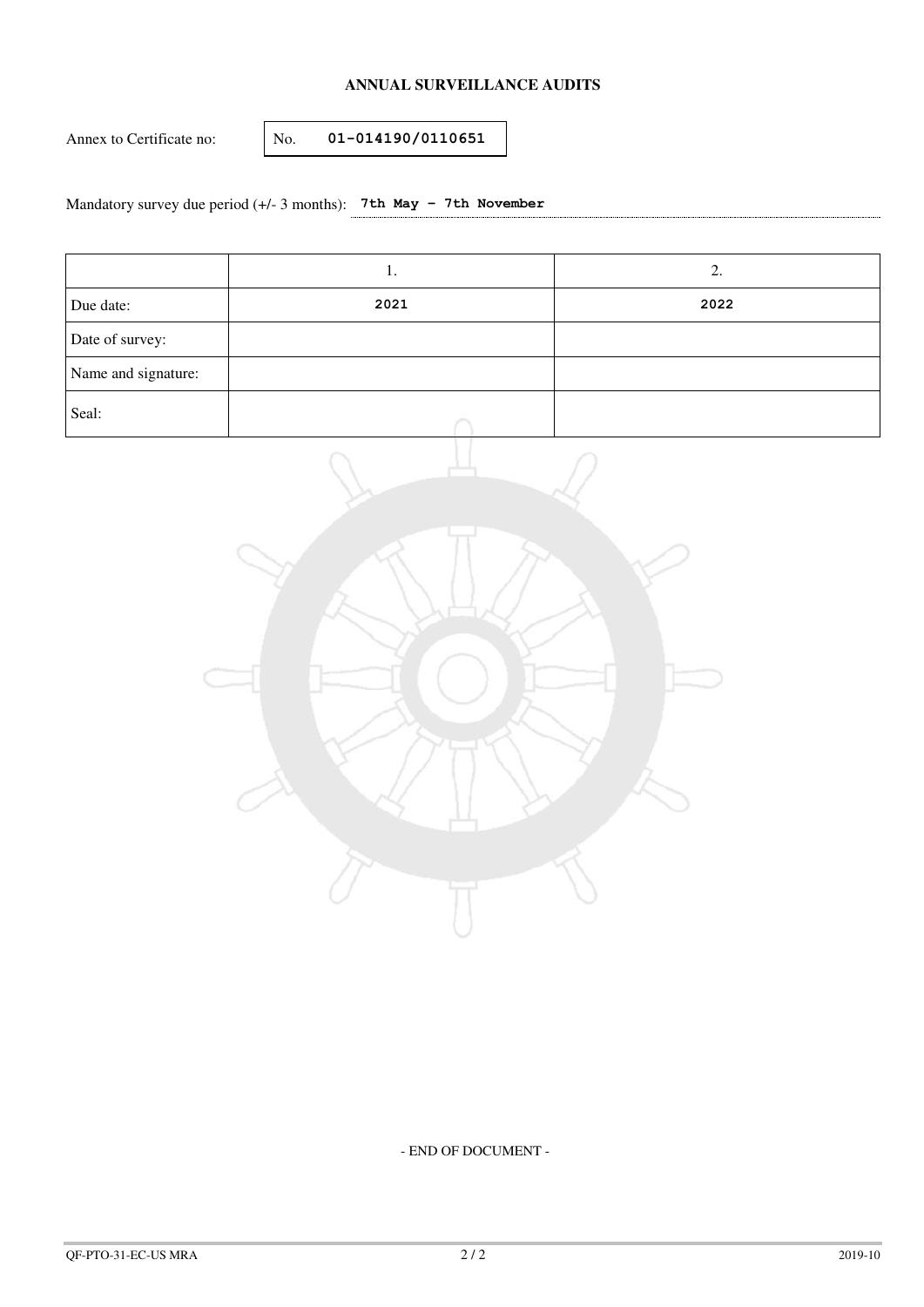### ANNUAL SURVEILLANCE AUDITS

Annex to Certificate no: No. **01-014190/0110651**

Mandatory survey due period (+/- 3 months): **7th May – 7th November**

| | 1. | 2. |
|---|---|---|
| Due date: | **2021** | **2022** |
| Date of survey: | | |
| Name and signature: | | |
| Seal: | | |

\- END OF DOCUMENT -

QF-PTO-31-EC-US MRA

2019-10